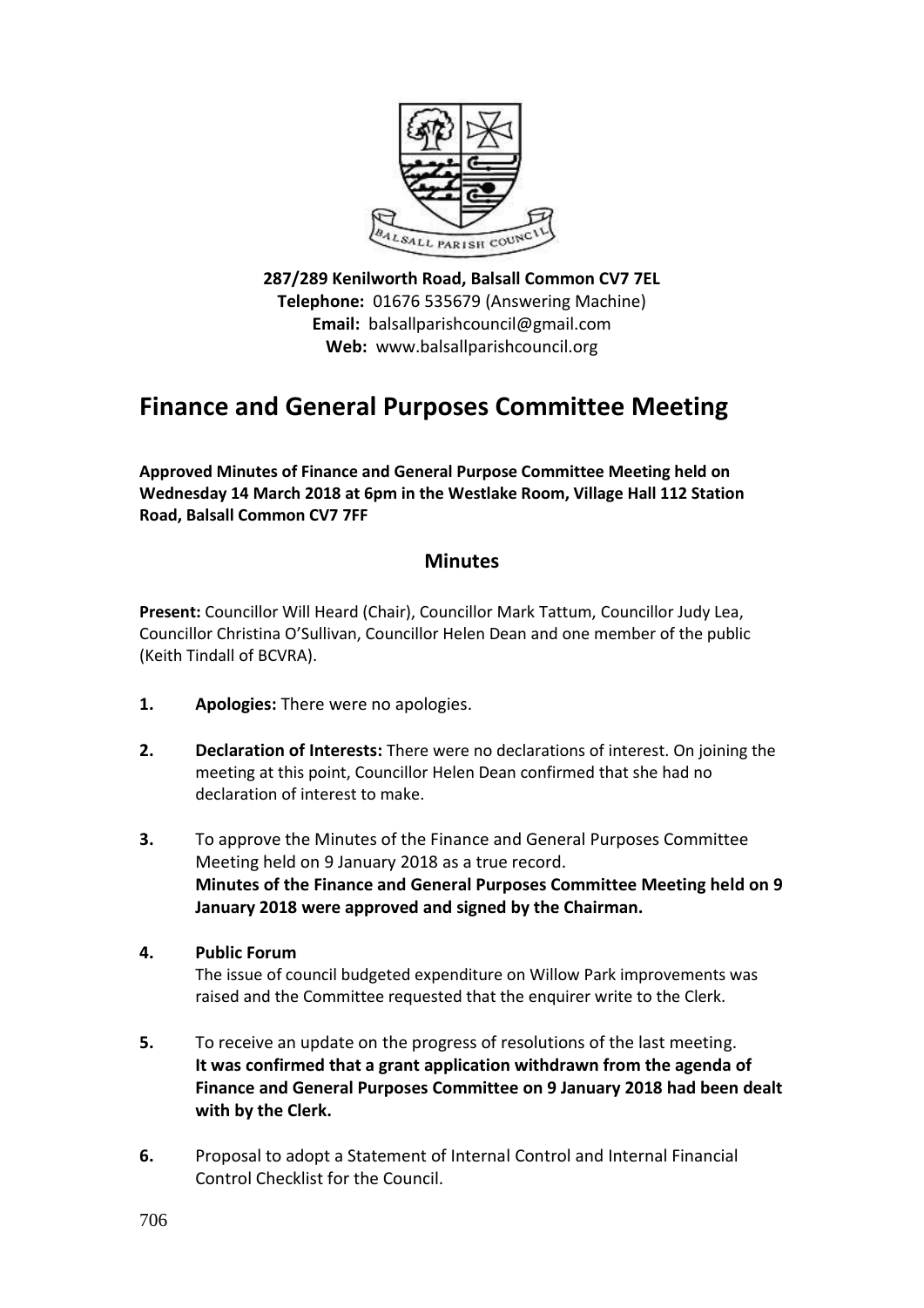**287/289 Kenilworth Road, Balsall Common CV7 7EL**
**Telephone:** 01676 535679 (Answering Machine)
**Email:** balsallparishcouncil@gmail.com
**Web:** www.balsallparishcouncil.org

# Finance and General Purposes Committee Meeting

**Approved Minutes of Finance and General Purpose Committee Meeting held on Wednesday 14 March 2018 at 6pm in the Westlake Room, Village Hall 112 Station Road, Balsall Common CV7 7FF**

## Minutes

**Present:** Councillor Will Heard (Chair), Councillor Mark Tattum, Councillor Judy Lea, Councillor Christina O'Sullivan, Councillor Helen Dean and one member of the public (Keith Tindall of BCVRA).

**1.** **Apologies:** There were no apologies.

**2.** **Declaration of Interests:** There were no declarations of interest. On joining the meeting at this point, Councillor Helen Dean confirmed that she had no declaration of interest to make.

**3.** To approve the Minutes of the Finance and General Purposes Committee Meeting held on 9 January 2018 as a true record.
**Minutes of the Finance and General Purposes Committee Meeting held on 9 January 2018 were approved and signed by the Chairman.**

**4.** **Public Forum**
The issue of council budgeted expenditure on Willow Park improvements was raised and the Committee requested that the enquirer write to the Clerk.

**5.** To receive an update on the progress of resolutions of the last meeting.
**It was confirmed that a grant application withdrawn from the agenda of Finance and General Purposes Committee on 9 January 2018 had been dealt with by the Clerk.**

**6.** Proposal to adopt a Statement of Internal Control and Internal Financial Control Checklist for the Council.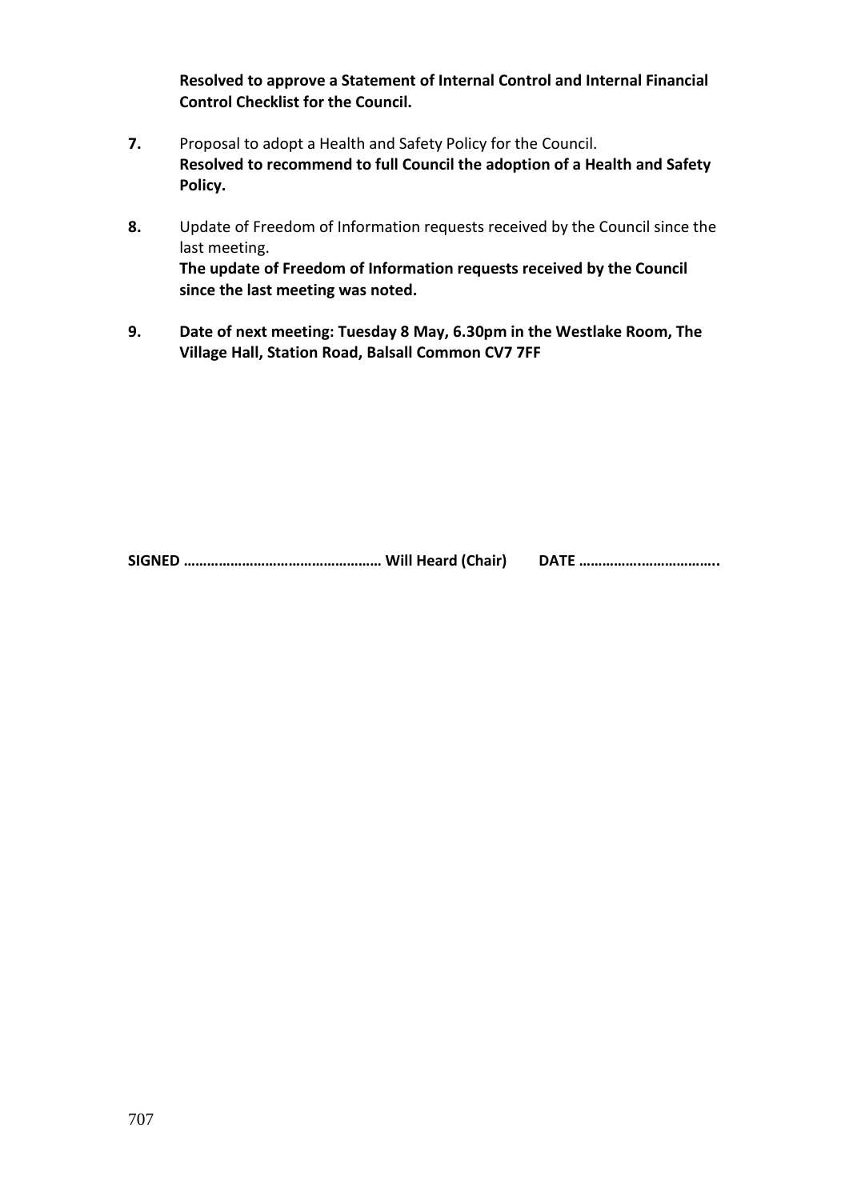**Resolved to approve a Statement of Internal Control and Internal Financial Control Checklist for the Council.**

**7.** Proposal to adopt a Health and Safety Policy for the Council.
**Resolved to recommend to full Council the adoption of a Health and Safety Policy.**

**8.** Update of Freedom of Information requests received by the Council since the last meeting.
**The update of Freedom of Information requests received by the Council since the last meeting was noted.**

**9. Date of next meeting: Tuesday 8 May, 6.30pm in the Westlake Room, The Village Hall, Station Road, Balsall Common CV7 7FF**

**SIGNED ………………………………………… Will Heard (Chair) DATE ……………..……………..**